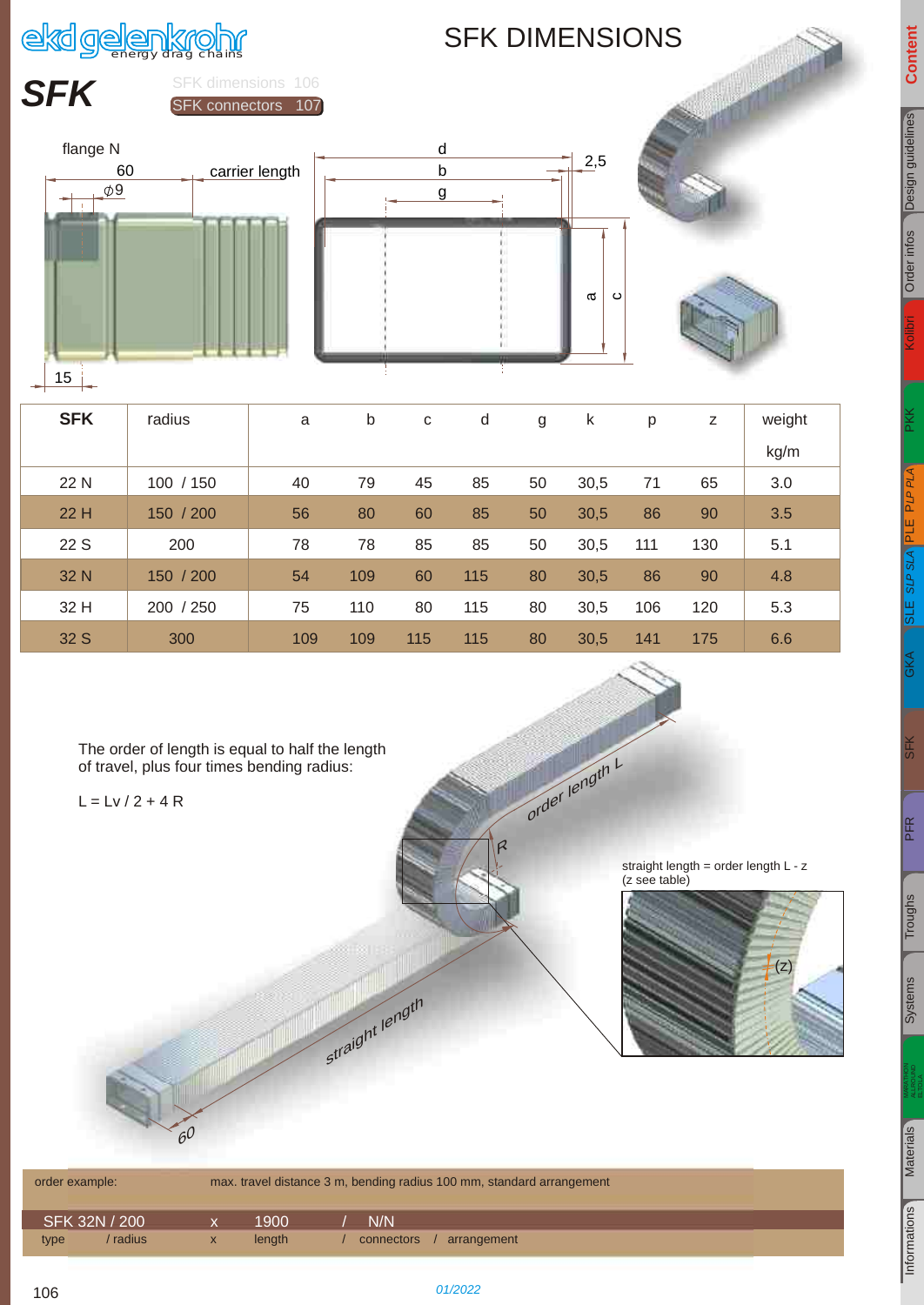# SFK DIMENSIONS

## SFK

SFK dimensions 106
SFK connectors 107

flange N

60

carrier length

⌀9

15

d

b

g

2,5

a

c

| SFK | radius | a | b | c | d | g | k | p | z | weight kg/m |
|---|---|---|---|---|---|---|---|---|---|---|
| 22 N | 100 / 150 | 40 | 79 | 45 | 85 | 50 | 30,5 | 71 | 65 | 3.0 |
| 22 H | 150 / 200 | 56 | 80 | 60 | 85 | 50 | 30,5 | 86 | 90 | 3.5 |
| 22 S | 200 | 78 | 78 | 85 | 85 | 50 | 30,5 | 111 | 130 | 5.1 |
| 32 N | 150 / 200 | 54 | 109 | 60 | 115 | 80 | 30,5 | 86 | 90 | 4.8 |
| 32 H | 200 / 250 | 75 | 110 | 80 | 115 | 80 | 30,5 | 106 | 120 | 5.3 |
| 32 S | 300 | 109 | 109 | 115 | 115 | 80 | 30,5 | 141 | 175 | 6.6 |

The order of length is equal to half the length of travel, plus four times bending radius:

$L = Lv / 2 + 4 R$

order length L

R

straight length = order length L - z
(z see table)

(z)

straight length

60

| order example: | max. travel distance 3 m, bending radius 100 mm, standard arrangement | | | |
|---|---|---|---|---|
| SFK 32N / 200 | x | 1900 | / | N/N |
| type / radius | x | length | / | connectors / arrangement |

01/2022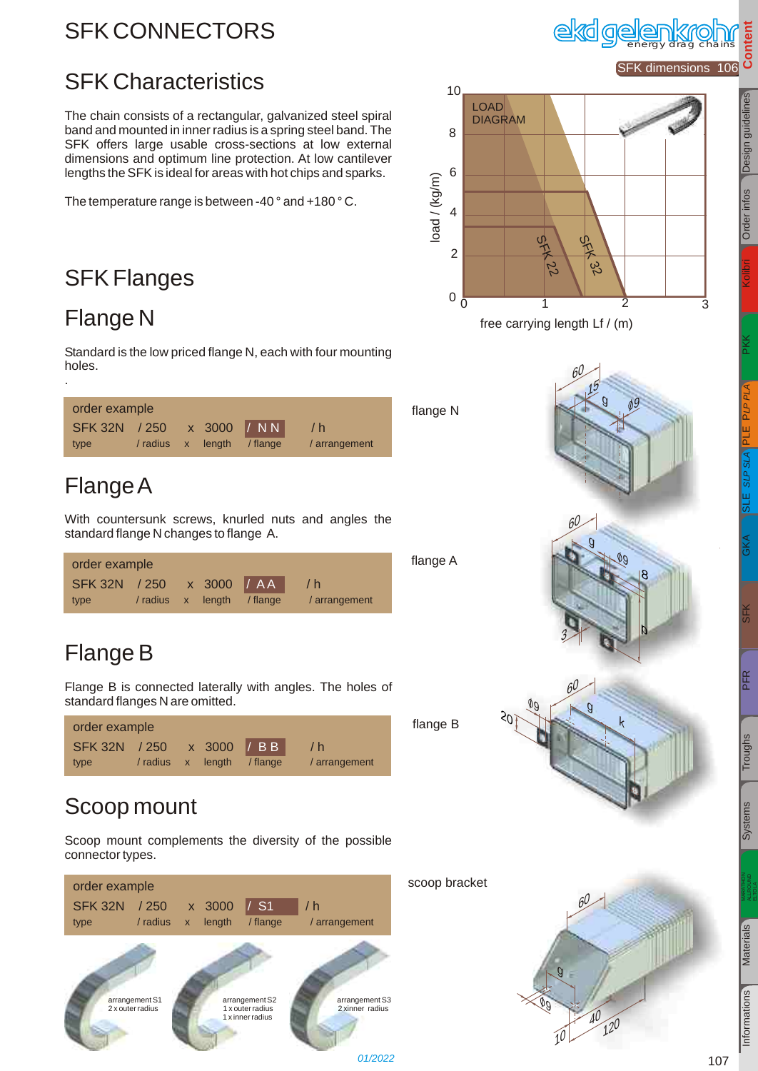# SFK CONNECTORS

## SFK Characteristics

The chain consists of a rectangular, galvanized steel spiral band and mounted in inner radius is a spring steel band. The SFK offers large usable cross-sections at low external dimensions and optimum line protection. At low cantilever lengths the SFK is ideal for areas with hot chips and sparks.

The temperature range is between -40 ° and +180 ° C.

SFK dimensions 106

LOAD DIAGRAM

load / (kg/m)

10
8
6
4
2
0

0
1
2
3

free carrying length Lf / (m)

SFK 22

SFK 32

## SFK Flanges

## Flange N

Standard is the low priced flange N, each with four mounting holes.

.

| order example | | | | | |
|---|---|---|---|---|---|
| SFK 32N | / 250 | x | 3000 | / N N | / h |
| type | / radius | x | length | / flange | / arrangement |

flange N

60, 15, g, ø9

## Flange A

With countersunk screws, knurled nuts and angles the standard flange N changes to flange A.

| order example | | | | | |
|---|---|---|---|---|---|
| SFK 32N | / 250 | x | 3000 | / AA | / h |
| type | / radius | x | length | / flange | / arrangement |

flange A

60, g, ø9, 8, 3, b

## Flange B

Flange B is connected laterally with angles. The holes of standard flanges N are omitted.

| order example | | | | | |
|---|---|---|---|---|---|
| SFK 32N | / 250 | x | 3000 | / B B | / h |
| type | / radius | x | length | / flange | / arrangement |

flange B

60, ø9, 20, g, k

## Scoop mount

Scoop mount complements the diversity of the possible connector types.

| order example | | | | | |
|---|---|---|---|---|---|
| SFK 32N | / 250 | x | 3000 | / S1 | / h |
| type | / radius | x | length | / flange | / arrangement |

scoop bracket

60, g, ø9, 10, 40, 120

arrangement S1
2 x outer radius

arrangement S2
1 x outer radius
1 x inner radius

arrangement S3
2 x inner radius

01/2022